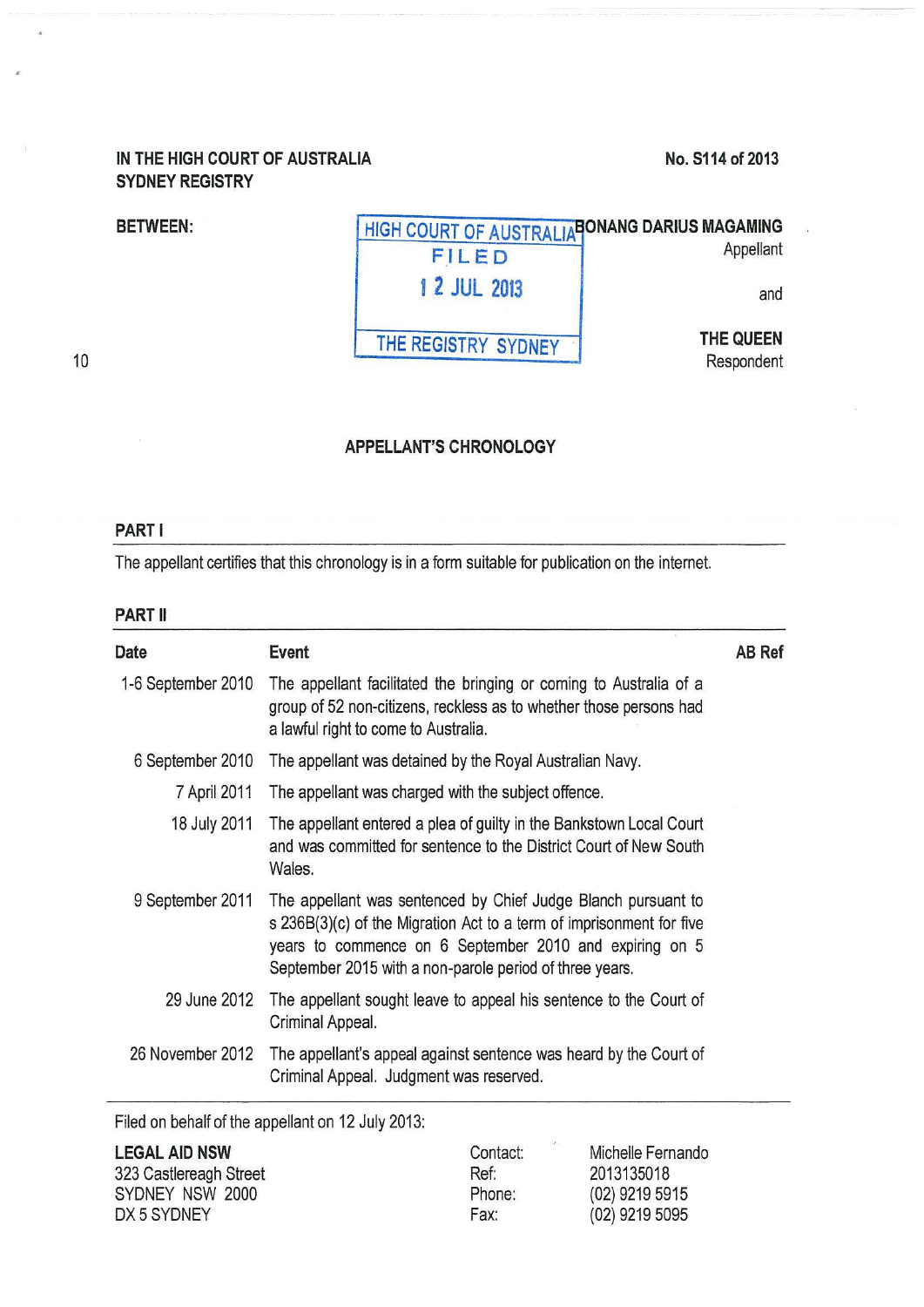IN THE HIGH COURT OF AUSTRALIA
SYDNEY REGISTRY

No. S114 of 2013

BETWEEN:

HIGH COURT OF AUSTRALIA
FILED
12 JUL 2013
THE REGISTRY SYDNEY

BONANG DARIUS MAGAMING
Appellant

and

THE QUEEN
Respondent

## APPELLANT'S CHRONOLOGY

### PART I

The appellant certifies that this chronology is in a form suitable for publication on the internet.

### PART II

| Date | Event | AB Ref |
|---|---|---|
| 1-6 September 2010 | The appellant facilitated the bringing or coming to Australia of a group of 52 non-citizens, reckless as to whether those persons had a lawful right to come to Australia. | |
| 6 September 2010 | The appellant was detained by the Royal Australian Navy. | |
| 7 April 2011 | The appellant was charged with the subject offence. | |
| 18 July 2011 | The appellant entered a plea of guilty in the Bankstown Local Court and was committed for sentence to the District Court of New South Wales. | |
| 9 September 2011 | The appellant was sentenced by Chief Judge Blanch pursuant to s 236B(3)(c) of the Migration Act to a term of imprisonment for five years to commence on 6 September 2010 and expiring on 5 September 2015 with a non-parole period of three years. | |
| 29 June 2012 | The appellant sought leave to appeal his sentence to the Court of Criminal Appeal. | |
| 26 November 2012 | The appellant's appeal against sentence was heard by the Court of Criminal Appeal. Judgment was reserved. | |

Filed on behalf of the appellant on 12 July 2013:

**LEGAL AID NSW**
323 Castlereagh Street
SYDNEY NSW 2000
DX 5 SYDNEY

Contact: Michelle Fernando
Ref: 2013135018
Phone: (02) 9219 5915
Fax: (02) 9219 5095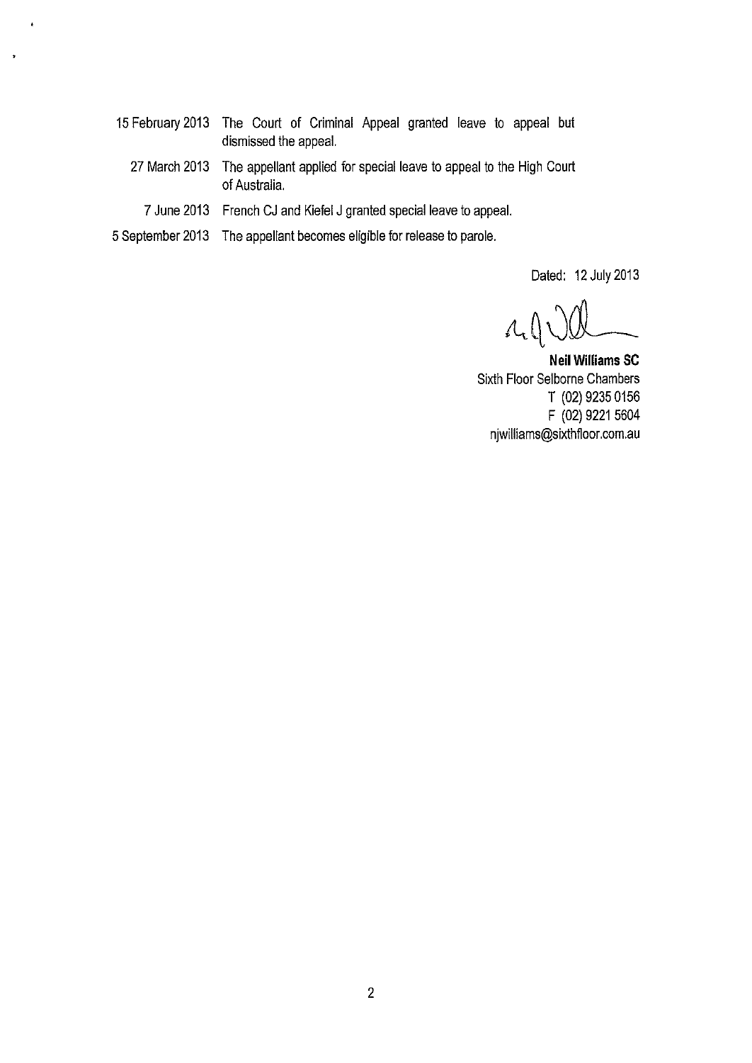| | |
|---|---|
| 15 February 2013 | The Court of Criminal Appeal granted leave to appeal but dismissed the appeal. |
| 27 March 2013 | The appellant applied for special leave to appeal to the High Court of Australia. |
| 7 June 2013 | French CJ and Kiefel J granted special leave to appeal. |
| 5 September 2013 | The appellant becomes eligible for release to parole. |

Dated: 12 July 2013

**Neil Williams SC**
Sixth Floor Selborne Chambers
T (02) 9235 0156
F (02) 9221 5604
njwilliams@sixthfloor.com.au